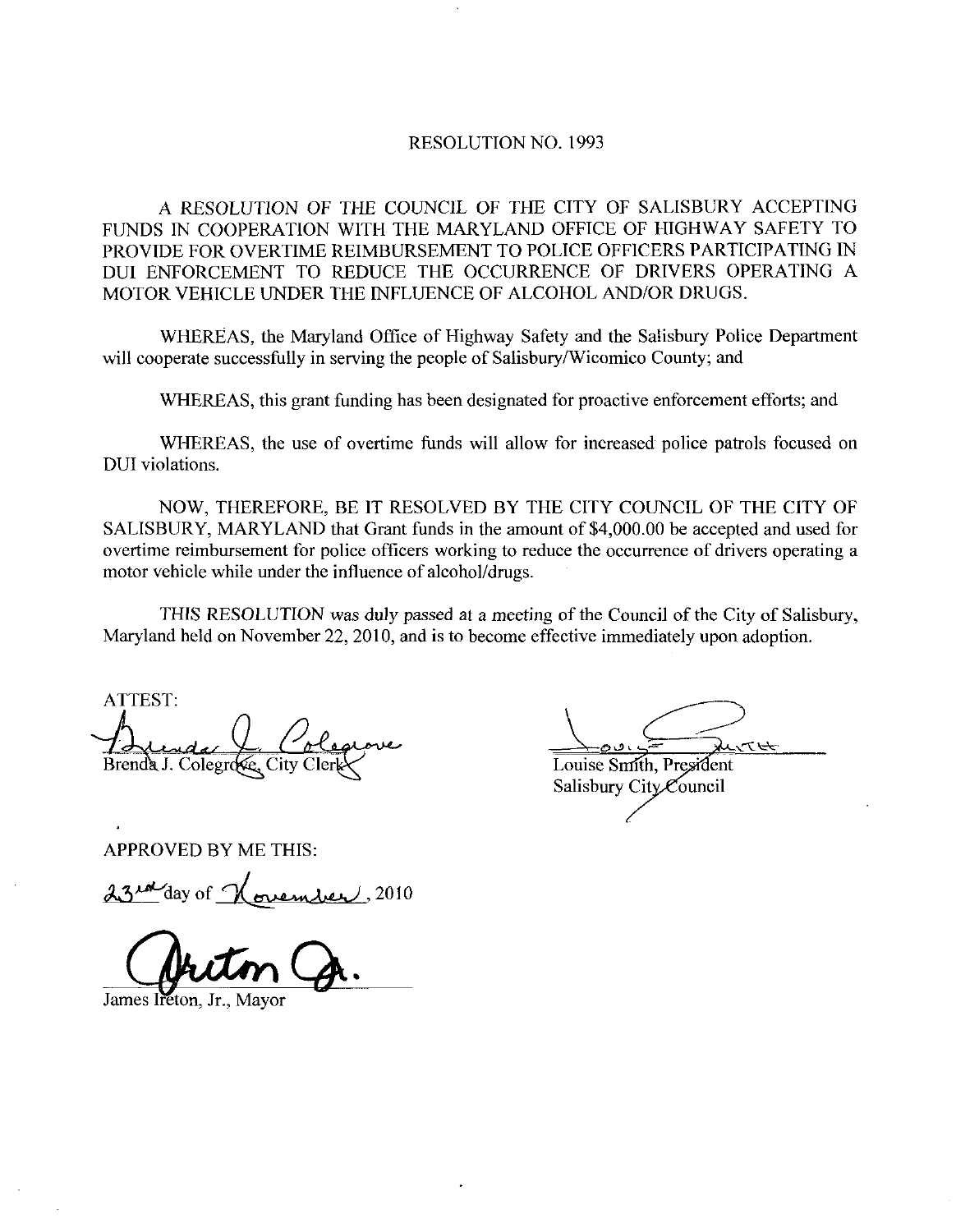# RESOLUTION NO. 1993

A RESOLUTION OF THE COUNCIL OF THE CITY OF SALISBURY ACCEPTING FUNDS IN COOPERATION WITH THE MARYLAND OFFICE OF HIGHWAY SAFETY TO PROVIDE FOR OVERTIME REIMBURSEMENT TO POLICE OFFICERS PARTICIPATING IN DUI ENFORCEMENT TO REDUCE THE OCCURRENCE OF DRIVERS OPERATING A MOTOR VEHICLE UNDER THE INFLUENCE OF ALCOHOL AND/OR DRUGS.

WHEREAS, the Maryland Office of Highway Safety and the Salisbury Police Department will cooperate successfully in serving the people of Salisbury/Wicomico County; and

WHEREAS, this grant funding has been designated for proactive enforcement efforts; and

WHEREAS, the use of overtime funds will allow for increased police patrols focused on DUI violations.

NOW, THEREFORE, BE IT RESOLVED BY THE CITY COUNCIL OF THE CITY OF SALISBURY, MARYLAND that Grant funds in the amount of $4,000.00 be accepted and used for overtime reimbursement for police officers working to reduce the occurrence of drivers operating a motor vehicle while under the influence of alcohol/drugs.

*THIS RESOLUTION* was duly passed at a meeting of the Council of the City of Salisbury, Maryland held on November 22, 2010, and is to become effective immediately upon adoption.

ATTEST:

Brenda J. Colegrove, City Clerk

Louise Smith, President
Salisbury City Council

APPROVED BY ME THIS:

23rd day of November, 2010

James Ireton, Jr., Mayor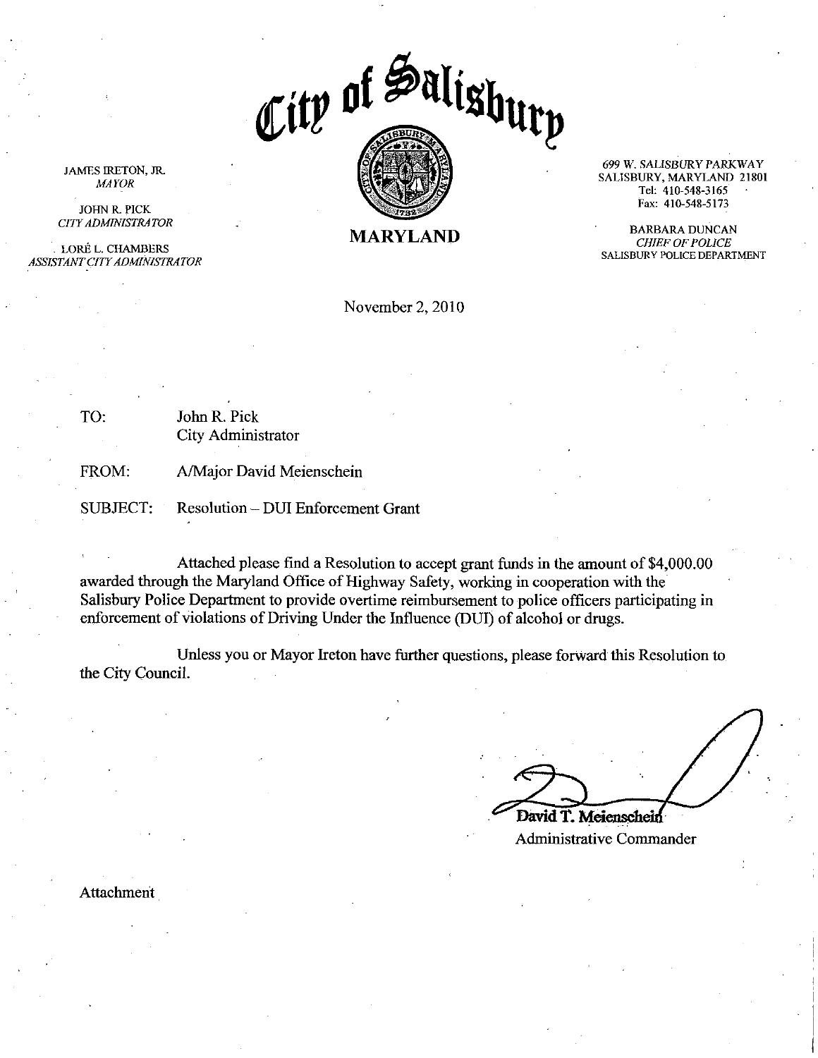# City of Salisbury

**MARYLAND**

JAMES IRETON, JR.
*MAYOR*

JOHN R. PICK
*CITY ADMINISTRATOR*

LORÉ L. CHAMBERS
*ASSISTANT CITY ADMINISTRATOR*

*699 W. SALISBURY PARKWAY*
SALISBURY, MARYLAND 21801
Tel: 410-548-3165
Fax: 410-548-5173

BARBARA DUNCAN
*CHIEF OF POLICE*
SALISBURY POLICE DEPARTMENT

November 2, 2010

TO: John R. Pick
City Administrator

FROM: A/Major David Meienschein

SUBJECT: Resolution – DUI Enforcement Grant

Attached please find a Resolution to accept grant funds in the amount of $4,000.00 awarded through the Maryland Office of Highway Safety, working in cooperation with the Salisbury Police Department to provide overtime reimbursement to police officers participating in enforcement of violations of Driving Under the Influence (DUI) of alcohol or drugs.

Unless you or Mayor Ireton have further questions, please forward this Resolution to the City Council.

David T. Meienschein
Administrative Commander

Attachment